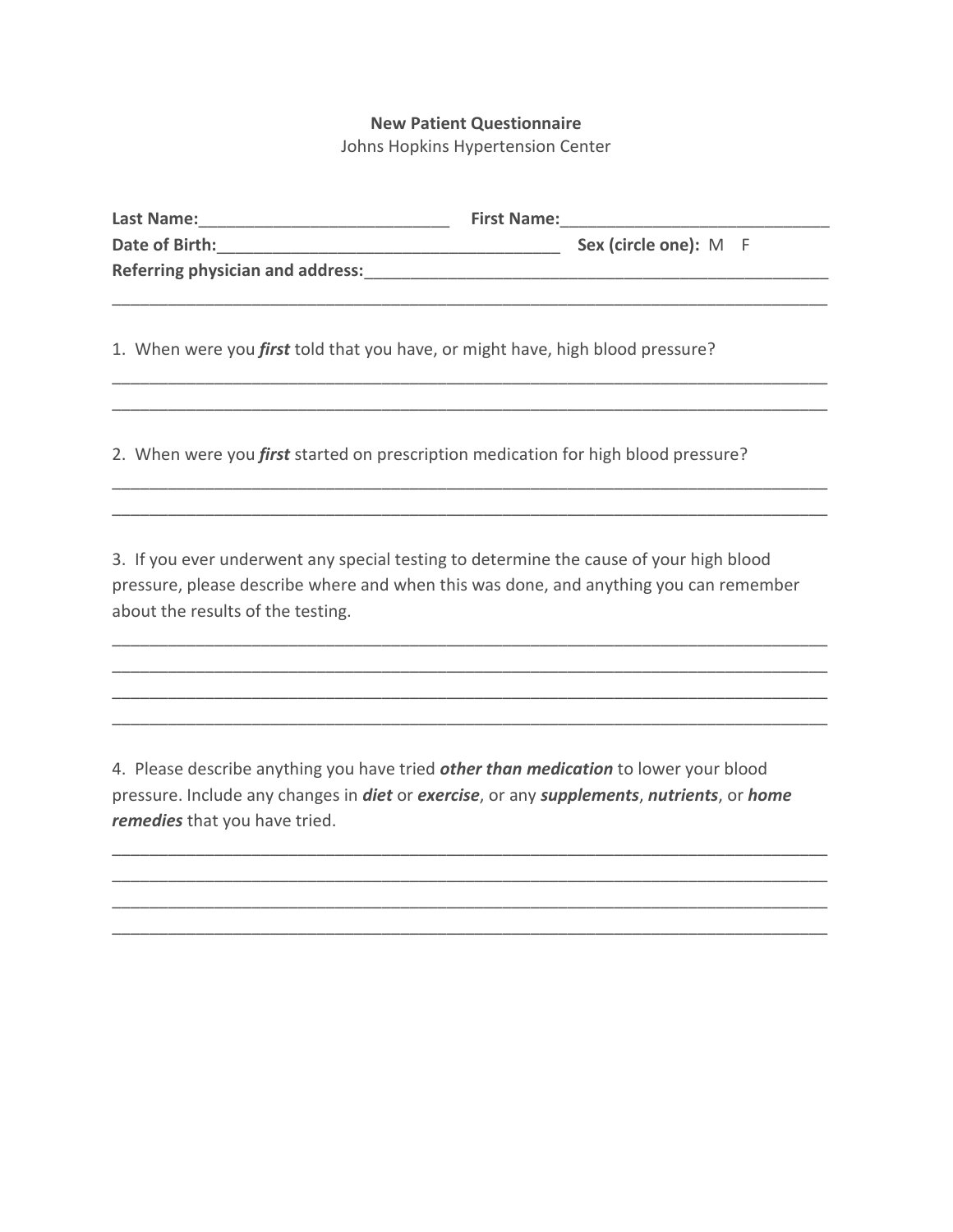**New Patient Questionnaire**

Johns Hopkins Hypertension Center

**Last Name:**___________________________ **First Name:**_____________________________

**Date of Birth:**______________________________________ **Sex (circle one):** M F

**Referring physician and address:**____________________________________________________

_______________________________________________________________________________

1. When were you ***first*** told that you have, or might have, high blood pressure?

_______________________________________________________________________________

_______________________________________________________________________________

2. When were you ***first*** started on prescription medication for high blood pressure?

_______________________________________________________________________________

_______________________________________________________________________________

3. If you ever underwent any special testing to determine the cause of your high blood pressure, please describe where and when this was done, and anything you can remember about the results of the testing.

_______________________________________________________________________________

_______________________________________________________________________________

_______________________________________________________________________________

_______________________________________________________________________________

4. Please describe anything you have tried ***other than medication*** to lower your blood pressure. Include any changes in ***diet*** or ***exercise***, or any ***supplements***, ***nutrients***, or ***home remedies*** that you have tried.

_______________________________________________________________________________

_______________________________________________________________________________

_______________________________________________________________________________

_______________________________________________________________________________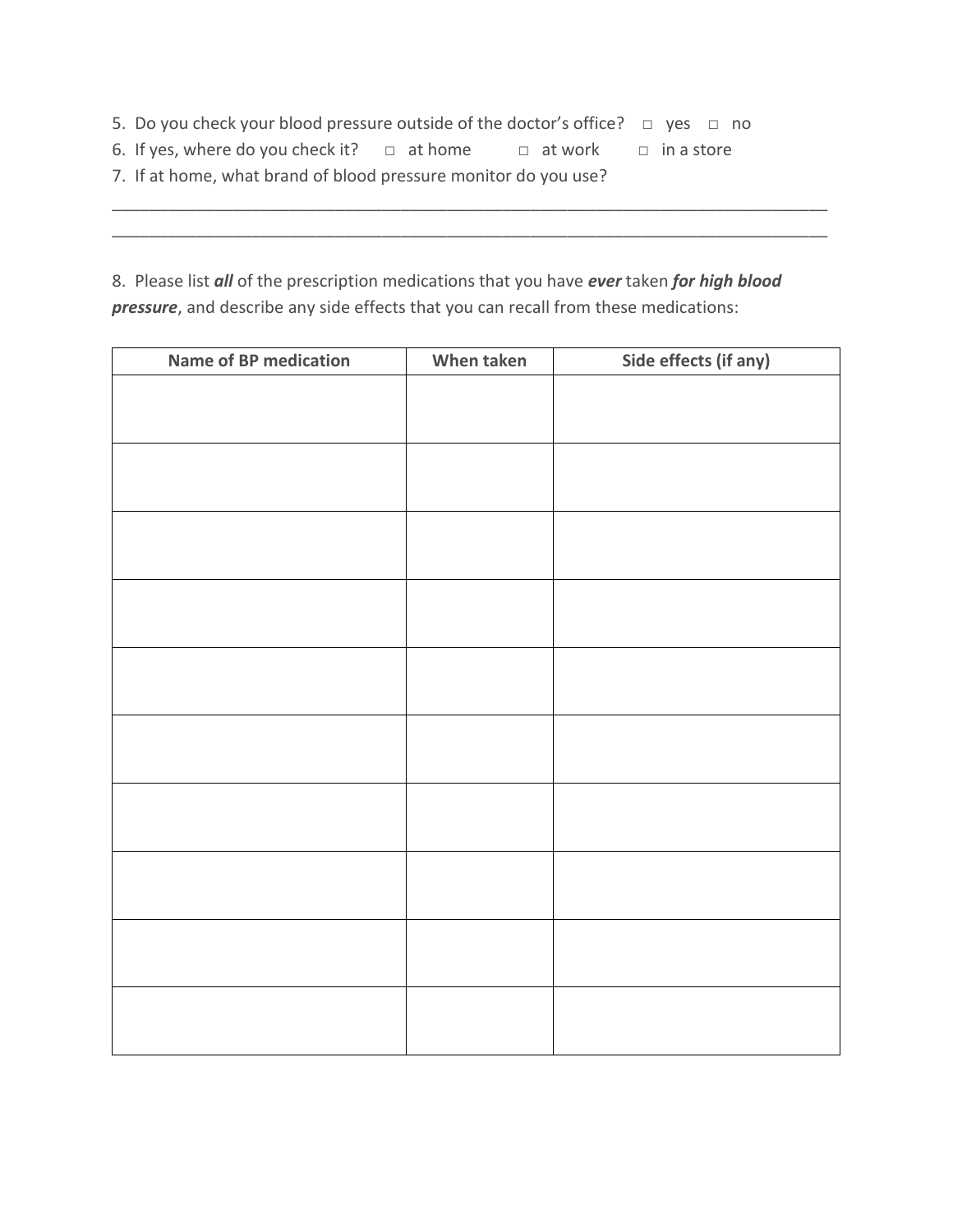5. Do you check your blood pressure outside of the doctor's office? □ yes □ no

6. If yes, where do you check it? □ at home □ at work □ in a store

7. If at home, what brand of blood pressure monitor do you use?

_______________________________________________________________________________

_______________________________________________________________________________

8. Please list ***all*** of the prescription medications that you have ***ever*** taken ***for high blood pressure***, and describe any side effects that you can recall from these medications:

| Name of BP medication | When taken | Side effects (if any) |
| --- | --- | --- |
| | | |
| | | |
| | | |
| | | |
| | | |
| | | |
| | | |
| | | |
| | | |
| | | |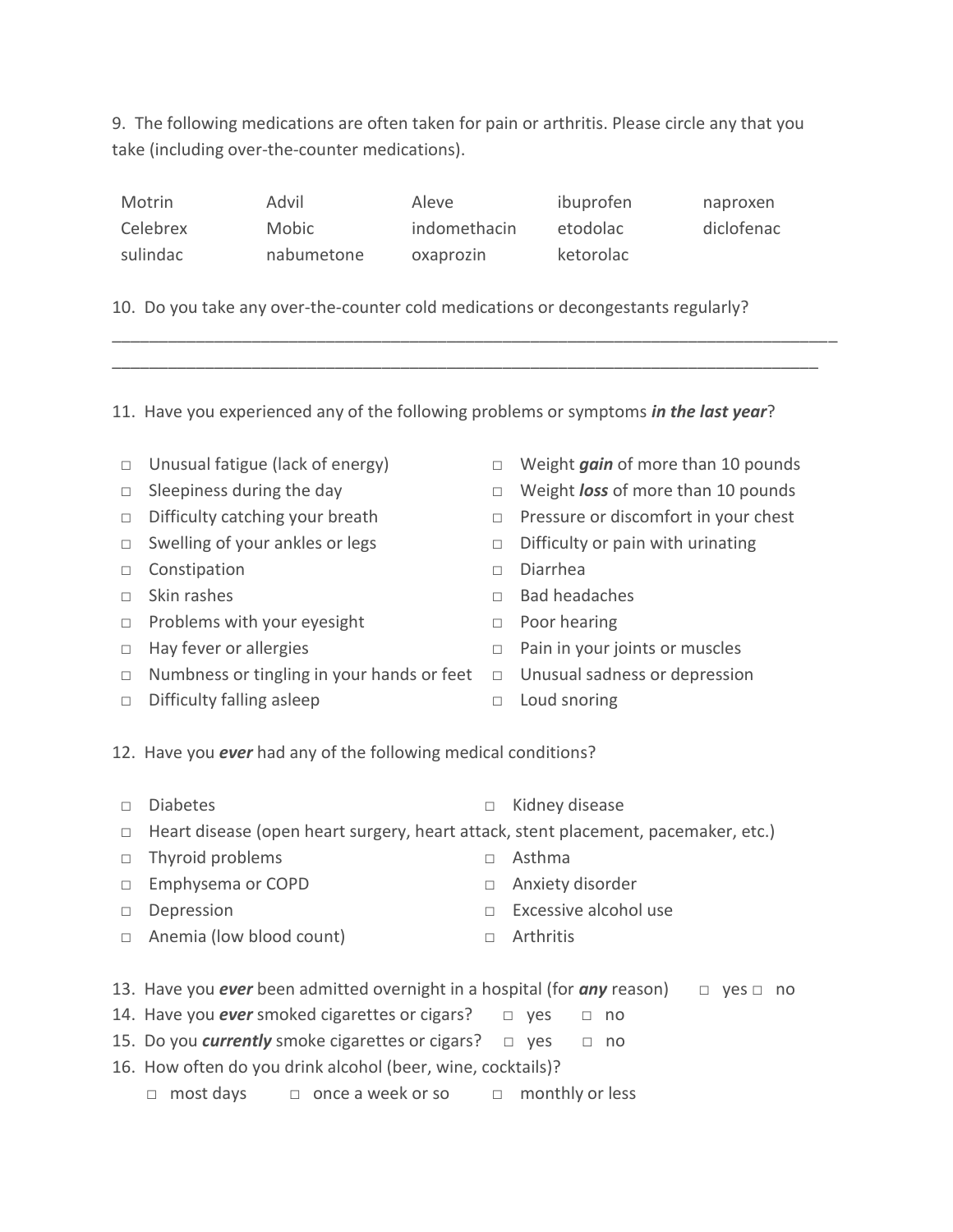9. The following medications are often taken for pain or arthritis. Please circle any that you take (including over-the-counter medications).

| | | | | |
|---|---|---|---|---|
| Motrin | Advil | Aleve | ibuprofen | naproxen |
| Celebrex | Mobic | indomethacin | etodolac | diclofenac |
| sulindac | nabumetone | oxaprozin | ketorolac | |

10. Do you take any over-the-counter cold medications or decongestants regularly?

\_\_\_\_\_\_\_\_\_\_\_\_\_\_\_\_\_\_\_\_\_\_\_\_\_\_\_\_\_\_\_\_\_\_\_\_\_\_\_\_\_\_\_\_\_\_\_\_\_\_\_\_\_\_\_\_\_\_\_\_\_\_\_\_\_\_\_\_\_\_\_\_\_\_\_\_\_\_

\_\_\_\_\_\_\_\_\_\_\_\_\_\_\_\_\_\_\_\_\_\_\_\_\_\_\_\_\_\_\_\_\_\_\_\_\_\_\_\_\_\_\_\_\_\_\_\_\_\_\_\_\_\_\_\_\_\_\_\_\_\_\_\_\_\_\_\_\_\_\_\_\_\_\_\_\_

11. Have you experienced any of the following problems or symptoms ***in the last year***?

- □ Unusual fatigue (lack of energy)
- □ Sleepiness during the day
- □ Difficulty catching your breath
- □ Swelling of your ankles or legs
- □ Constipation
- □ Skin rashes
- □ Problems with your eyesight
- □ Hay fever or allergies
- □ Numbness or tingling in your hands or feet
- □ Difficulty falling asleep
- □ Weight ***gain*** of more than 10 pounds
- □ Weight ***loss*** of more than 10 pounds
- □ Pressure or discomfort in your chest
- □ Difficulty or pain with urinating
- □ Diarrhea
- □ Bad headaches
- □ Poor hearing
- □ Pain in your joints or muscles
- □ Unusual sadness or depression
- □ Loud snoring

12. Have you ***ever*** had any of the following medical conditions?

- □ Diabetes
- □ Kidney disease
- □ Heart disease (open heart surgery, heart attack, stent placement, pacemaker, etc.)
- □ Thyroid problems
- □ Asthma
- □ Emphysema or COPD
- □ Anxiety disorder
- □ Depression
- □ Excessive alcohol use
- □ Anemia (low blood count)
- □ Arthritis

13. Have you ***ever*** been admitted overnight in a hospital (for ***any*** reason) □ yes □ no

14. Have you ***ever*** smoked cigarettes or cigars? □ yes □ no

15. Do you ***currently*** smoke cigarettes or cigars? □ yes □ no

16. How often do you drink alcohol (beer, wine, cocktails)?

□ most days □ once a week or so □ monthly or less